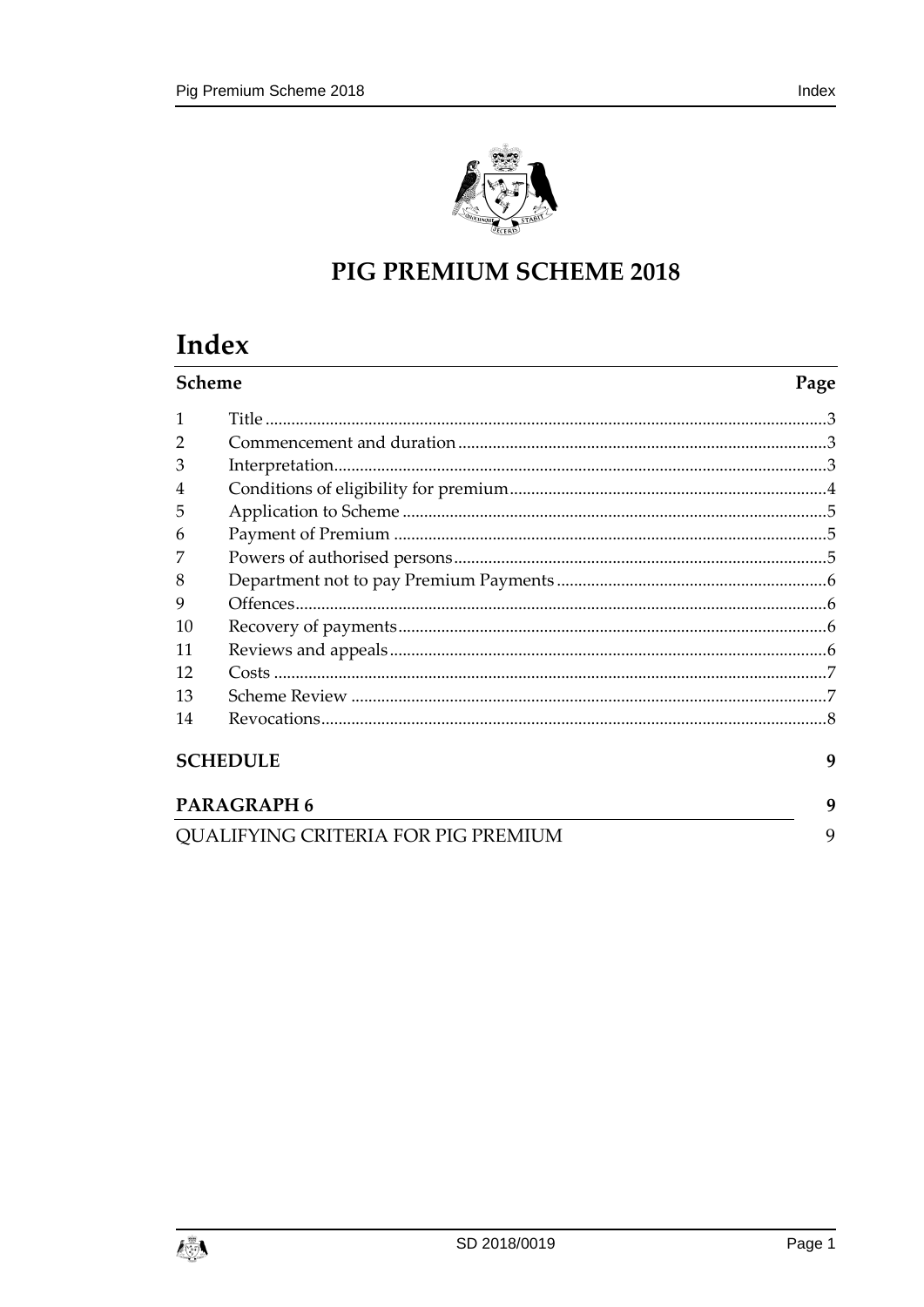# PIG PREMIUM SCHEME 2018

## Index

| Scheme | | Page |
|---|---|---|
| 1 | Title | 3 |
| 2 | Commencement and duration | 3 |
| 3 | Interpretation | 3 |
| 4 | Conditions of eligibility for premium | 4 |
| 5 | Application to Scheme | 5 |
| 6 | Payment of Premium | 5 |
| 7 | Powers of authorised persons | 5 |
| 8 | Department not to pay Premium Payments | 6 |
| 9 | Offences | 6 |
| 10 | Recovery of payments | 6 |
| 11 | Reviews and appeals | 6 |
| 12 | Costs | 7 |
| 13 | Scheme Review | 7 |
| 14 | Revocations | 8 |

**SCHEDULE** 9

**PARAGRAPH 6** 9

QUALIFYING CRITERIA FOR PIG PREMIUM 9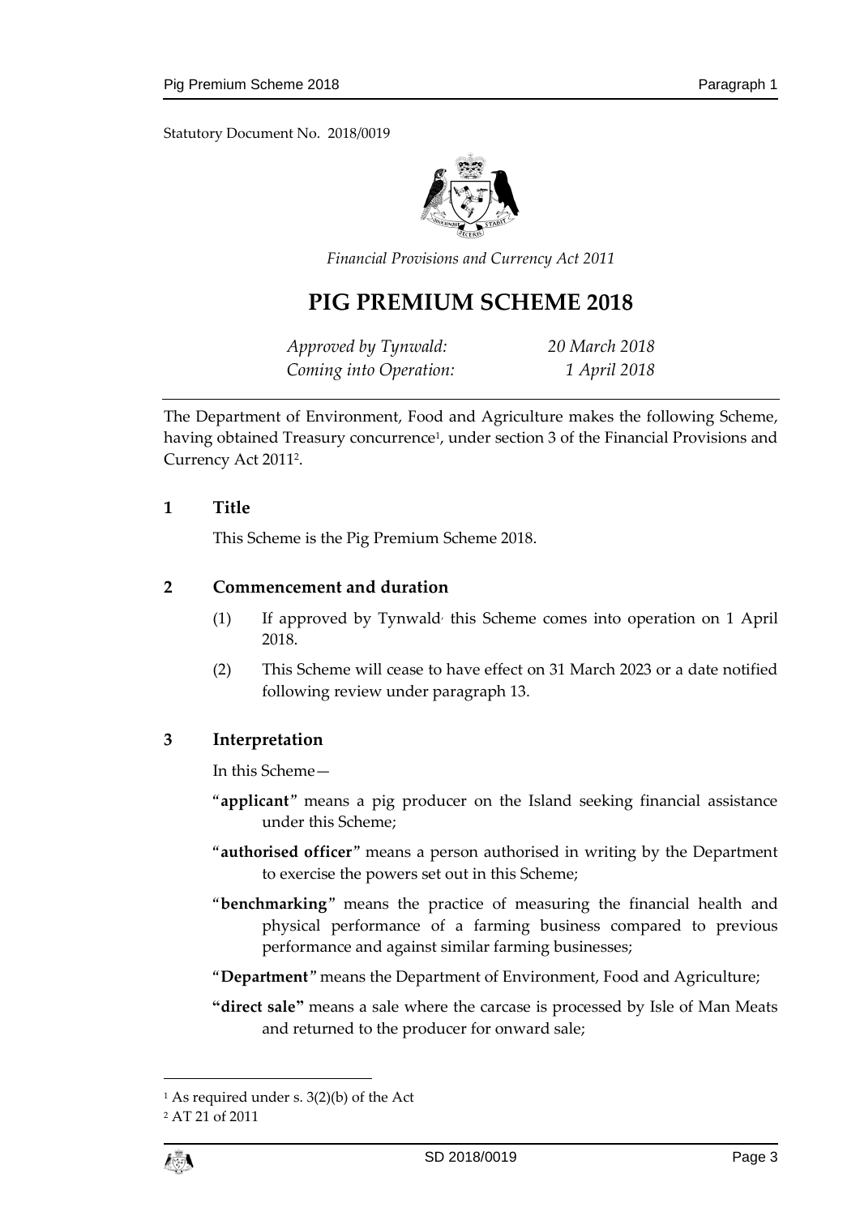Statutory Document No. 2018/0019

*Financial Provisions and Currency Act 2011*

# PIG PREMIUM SCHEME 2018

| | |
|---|---|
| *Approved by Tynwald:* | *20 March 2018* |
| *Coming into Operation:* | *1 April 2018* |

The Department of Environment, Food and Agriculture makes the following Scheme, having obtained Treasury concurrence[1], under section 3 of the Financial Provisions and Currency Act 2011[2].

## 1 Title

This Scheme is the Pig Premium Scheme 2018.

## 2 Commencement and duration

(1) If approved by Tynwald, this Scheme comes into operation on 1 April 2018.

(2) This Scheme will cease to have effect on 31 March 2023 or a date notified following review under paragraph 13.

## 3 Interpretation

In this Scheme—

"**applicant**" means a pig producer on the Island seeking financial assistance under this Scheme;

"**authorised officer**" means a person authorised in writing by the Department to exercise the powers set out in this Scheme;

"**benchmarking**" means the practice of measuring the financial health and physical performance of a farming business compared to previous performance and against similar farming businesses;

"**Department**" means the Department of Environment, Food and Agriculture;

**"direct sale"** means a sale where the carcase is processed by Isle of Man Meats and returned to the producer for onward sale;

---

[1] As required under s. 3(2)(b) of the Act

[2] AT 21 of 2011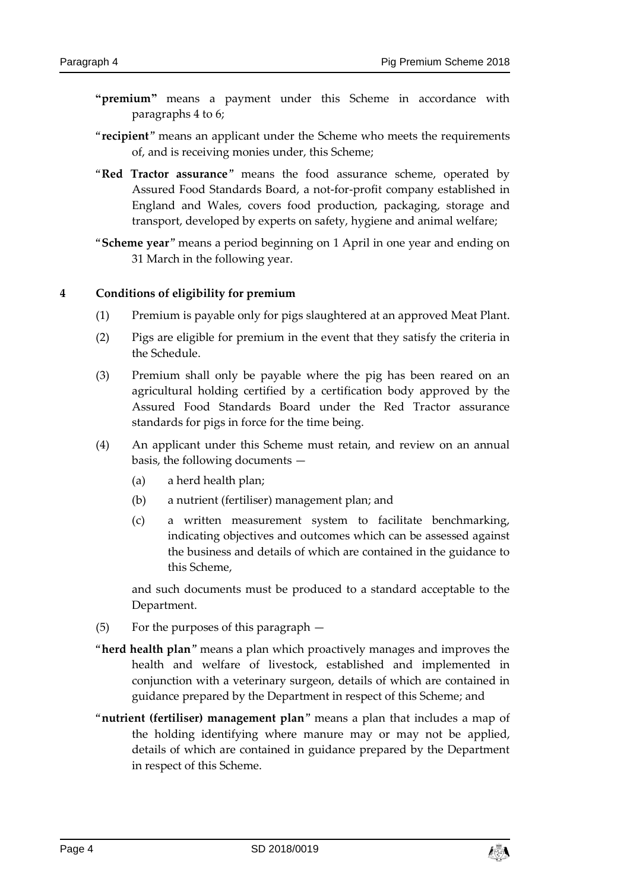"**premium**" means a payment under this Scheme in accordance with paragraphs 4 to 6;

"**recipient**" means an applicant under the Scheme who meets the requirements of, and is receiving monies under, this Scheme;

"**Red Tractor assurance**" means the food assurance scheme, operated by Assured Food Standards Board, a not-for-profit company established in England and Wales, covers food production, packaging, storage and transport, developed by experts on safety, hygiene and animal welfare;

"**Scheme year**" means a period beginning on 1 April in one year and ending on 31 March in the following year.

## 4 Conditions of eligibility for premium

(1) Premium is payable only for pigs slaughtered at an approved Meat Plant.

(2) Pigs are eligible for premium in the event that they satisfy the criteria in the Schedule.

(3) Premium shall only be payable where the pig has been reared on an agricultural holding certified by a certification body approved by the Assured Food Standards Board under the Red Tractor assurance standards for pigs in force for the time being.

(4) An applicant under this Scheme must retain, and review on an annual basis, the following documents —

(a) a herd health plan;

(b) a nutrient (fertiliser) management plan; and

(c) a written measurement system to facilitate benchmarking, indicating objectives and outcomes which can be assessed against the business and details of which are contained in the guidance to this Scheme,

and such documents must be produced to a standard acceptable to the Department.

(5) For the purposes of this paragraph —

"**herd health plan**" means a plan which proactively manages and improves the health and welfare of livestock, established and implemented in conjunction with a veterinary surgeon, details of which are contained in guidance prepared by the Department in respect of this Scheme; and

"**nutrient (fertiliser) management plan**" means a plan that includes a map of the holding identifying where manure may or may not be applied, details of which are contained in guidance prepared by the Department in respect of this Scheme.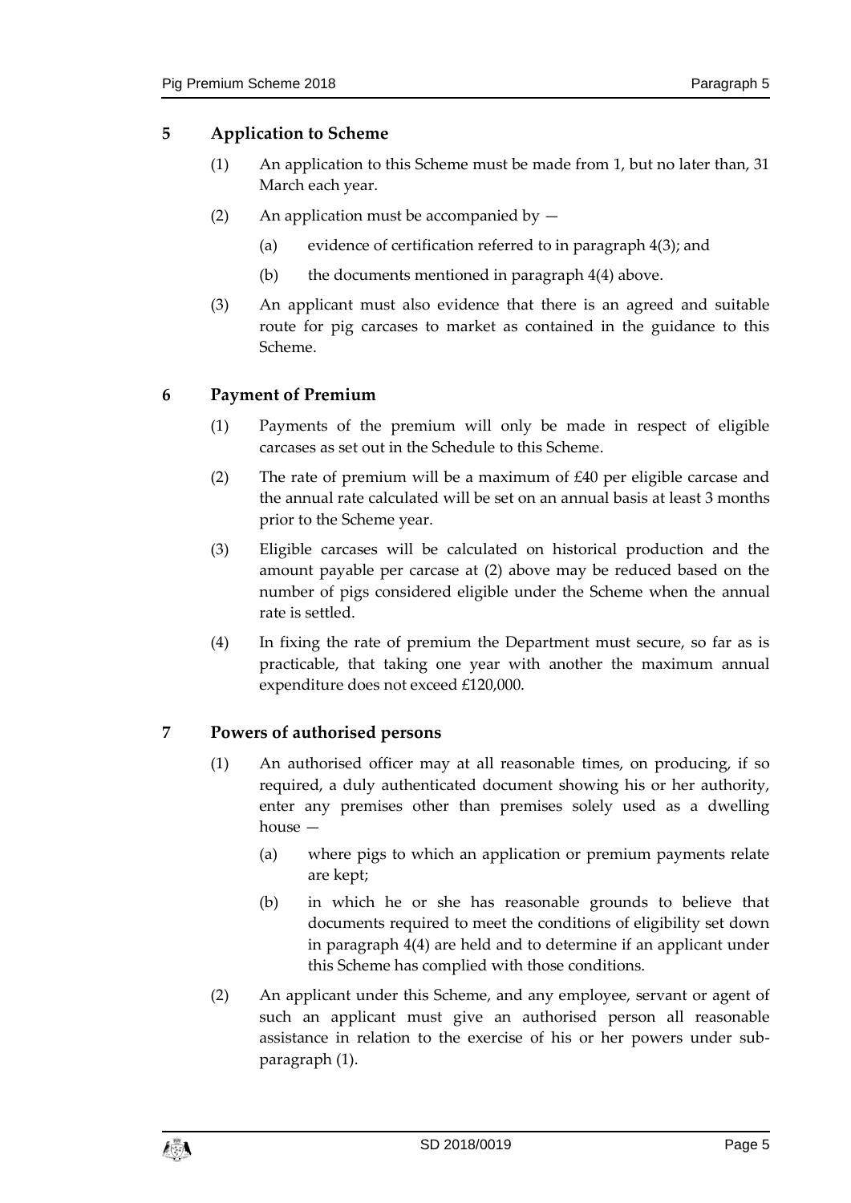## 5 Application to Scheme

(1) An application to this Scheme must be made from 1, but no later than, 31 March each year.

(2) An application must be accompanied by —

(a) evidence of certification referred to in paragraph 4(3); and

(b) the documents mentioned in paragraph 4(4) above.

(3) An applicant must also evidence that there is an agreed and suitable route for pig carcases to market as contained in the guidance to this Scheme.

## 6 Payment of Premium

(1) Payments of the premium will only be made in respect of eligible carcases as set out in the Schedule to this Scheme.

(2) The rate of premium will be a maximum of £40 per eligible carcase and the annual rate calculated will be set on an annual basis at least 3 months prior to the Scheme year.

(3) Eligible carcases will be calculated on historical production and the amount payable per carcase at (2) above may be reduced based on the number of pigs considered eligible under the Scheme when the annual rate is settled.

(4) In fixing the rate of premium the Department must secure, so far as is practicable, that taking one year with another the maximum annual expenditure does not exceed £120,000.

## 7 Powers of authorised persons

(1) An authorised officer may at all reasonable times, on producing, if so required, a duly authenticated document showing his or her authority, enter any premises other than premises solely used as a dwelling house —

(a) where pigs to which an application or premium payments relate are kept;

(b) in which he or she has reasonable grounds to believe that documents required to meet the conditions of eligibility set down in paragraph 4(4) are held and to determine if an applicant under this Scheme has complied with those conditions.

(2) An applicant under this Scheme, and any employee, servant or agent of such an applicant must give an authorised person all reasonable assistance in relation to the exercise of his or her powers under sub-paragraph (1).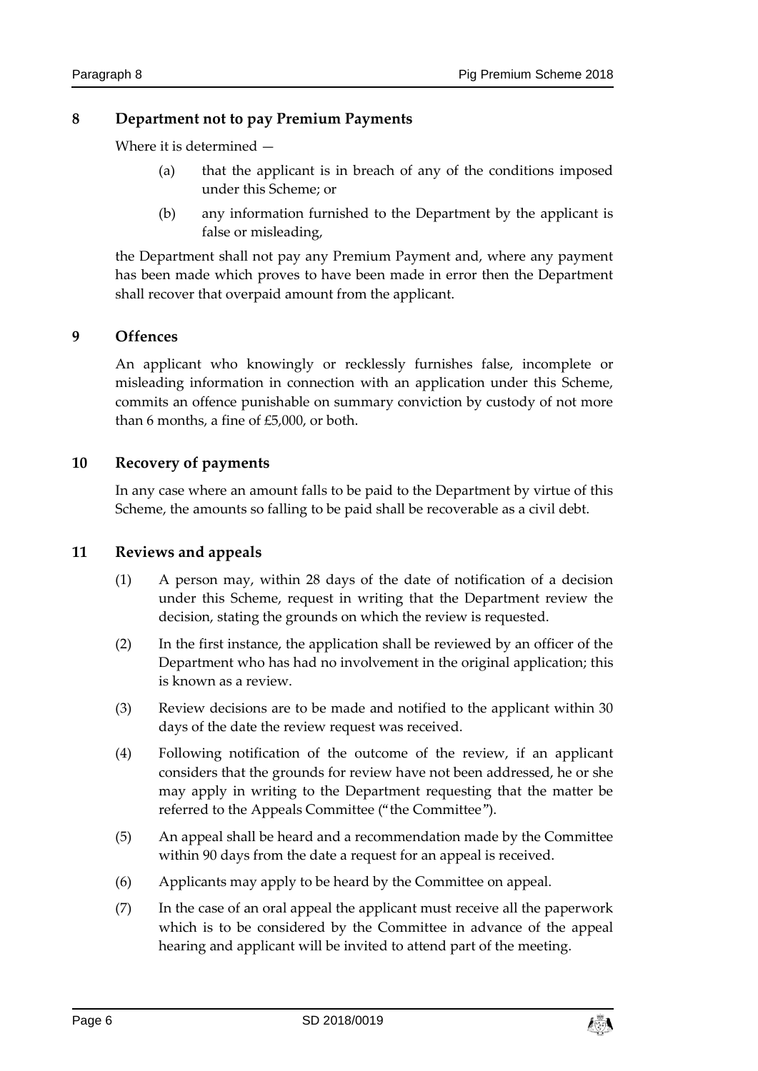## 8 Department not to pay Premium Payments

Where it is determined —

(a) that the applicant is in breach of any of the conditions imposed under this Scheme; or

(b) any information furnished to the Department by the applicant is false or misleading,

the Department shall not pay any Premium Payment and, where any payment has been made which proves to have been made in error then the Department shall recover that overpaid amount from the applicant.

## 9 Offences

An applicant who knowingly or recklessly furnishes false, incomplete or misleading information in connection with an application under this Scheme, commits an offence punishable on summary conviction by custody of not more than 6 months, a fine of £5,000, or both.

## 10 Recovery of payments

In any case where an amount falls to be paid to the Department by virtue of this Scheme, the amounts so falling to be paid shall be recoverable as a civil debt.

## 11 Reviews and appeals

(1) A person may, within 28 days of the date of notification of a decision under this Scheme, request in writing that the Department review the decision, stating the grounds on which the review is requested.

(2) In the first instance, the application shall be reviewed by an officer of the Department who has had no involvement in the original application; this is known as a review.

(3) Review decisions are to be made and notified to the applicant within 30 days of the date the review request was received.

(4) Following notification of the outcome of the review, if an applicant considers that the grounds for review have not been addressed, he or she may apply in writing to the Department requesting that the matter be referred to the Appeals Committee ("the Committee").

(5) An appeal shall be heard and a recommendation made by the Committee within 90 days from the date a request for an appeal is received.

(6) Applicants may apply to be heard by the Committee on appeal.

(7) In the case of an oral appeal the applicant must receive all the paperwork which is to be considered by the Committee in advance of the appeal hearing and applicant will be invited to attend part of the meeting.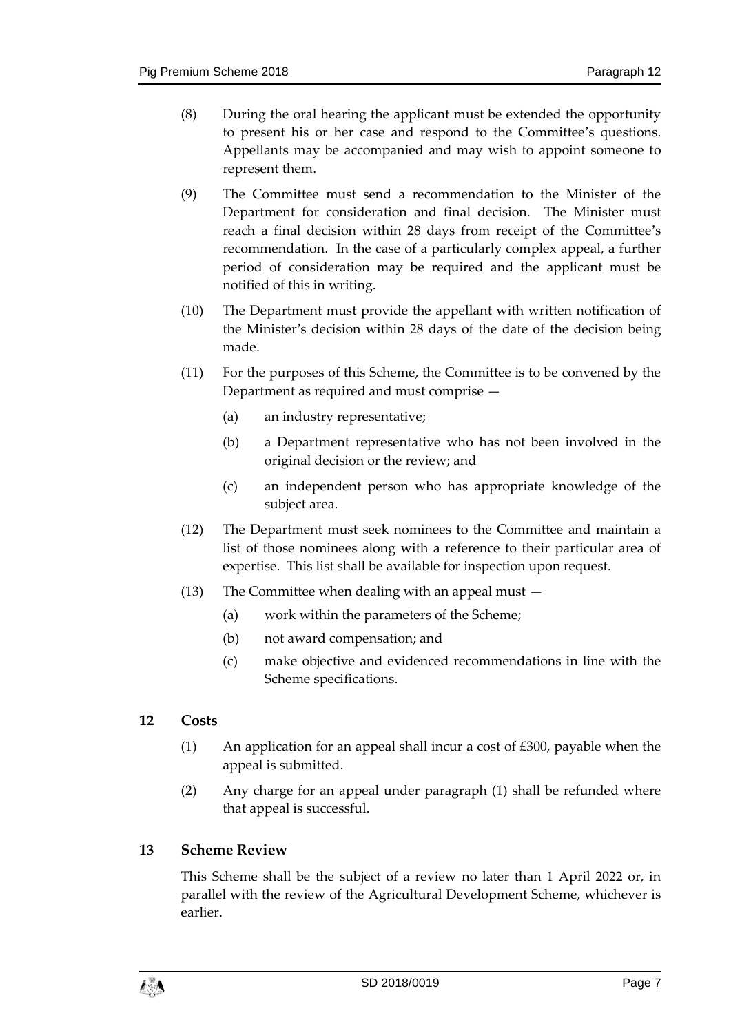(8) During the oral hearing the applicant must be extended the opportunity to present his or her case and respond to the Committee's questions. Appellants may be accompanied and may wish to appoint someone to represent them.

(9) The Committee must send a recommendation to the Minister of the Department for consideration and final decision. The Minister must reach a final decision within 28 days from receipt of the Committee's recommendation. In the case of a particularly complex appeal, a further period of consideration may be required and the applicant must be notified of this in writing.

(10) The Department must provide the appellant with written notification of the Minister's decision within 28 days of the date of the decision being made.

(11) For the purposes of this Scheme, the Committee is to be convened by the Department as required and must comprise —

(a) an industry representative;

(b) a Department representative who has not been involved in the original decision or the review; and

(c) an independent person who has appropriate knowledge of the subject area.

(12) The Department must seek nominees to the Committee and maintain a list of those nominees along with a reference to their particular area of expertise. This list shall be available for inspection upon request.

(13) The Committee when dealing with an appeal must —

(a) work within the parameters of the Scheme;

(b) not award compensation; and

(c) make objective and evidenced recommendations in line with the Scheme specifications.

## 12 Costs

(1) An application for an appeal shall incur a cost of £300, payable when the appeal is submitted.

(2) Any charge for an appeal under paragraph (1) shall be refunded where that appeal is successful.

## 13 Scheme Review

This Scheme shall be the subject of a review no later than 1 April 2022 or, in parallel with the review of the Agricultural Development Scheme, whichever is earlier.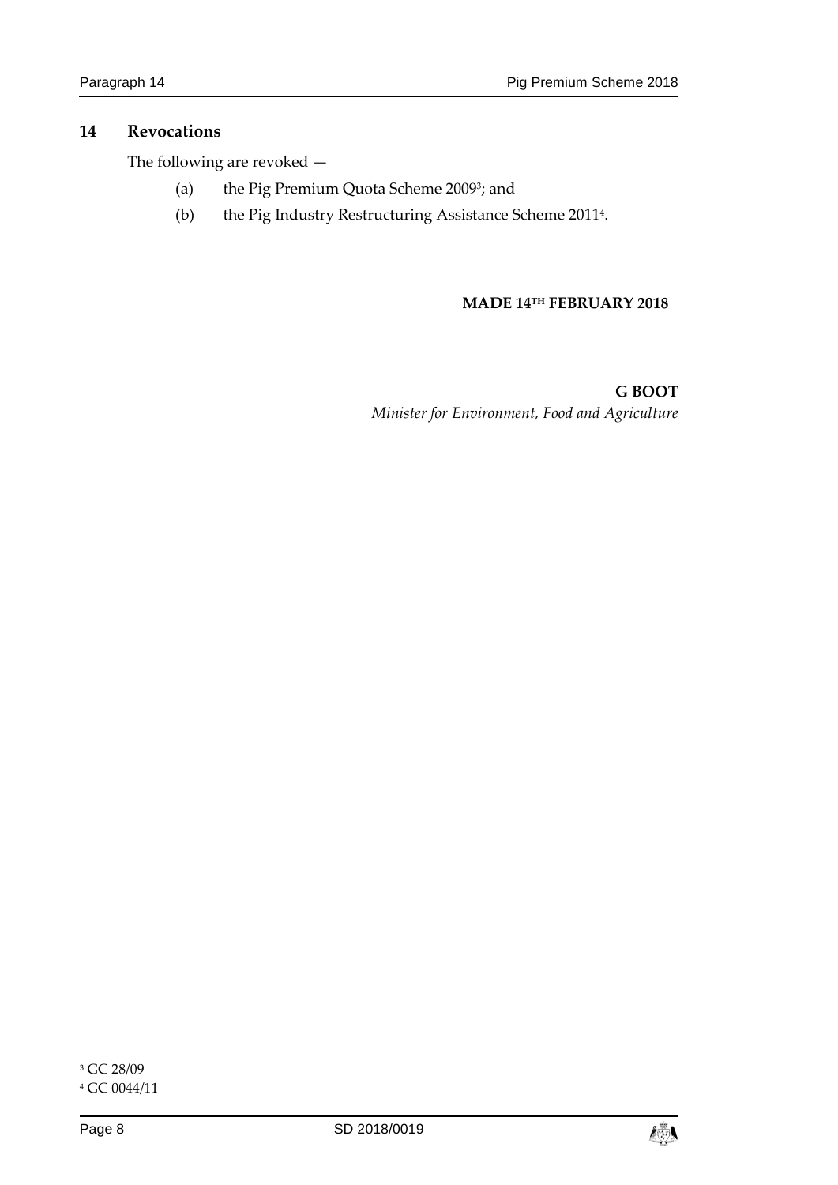## 14 Revocations

The following are revoked —

(a) the Pig Premium Quota Scheme 2009[3]; and

(b) the Pig Industry Restructuring Assistance Scheme 2011[4].

**MADE 14TH FEBRUARY 2018**

**G BOOT**
*Minister for Environment, Food and Agriculture*

---

[3] GC 28/09

[4] GC 0044/11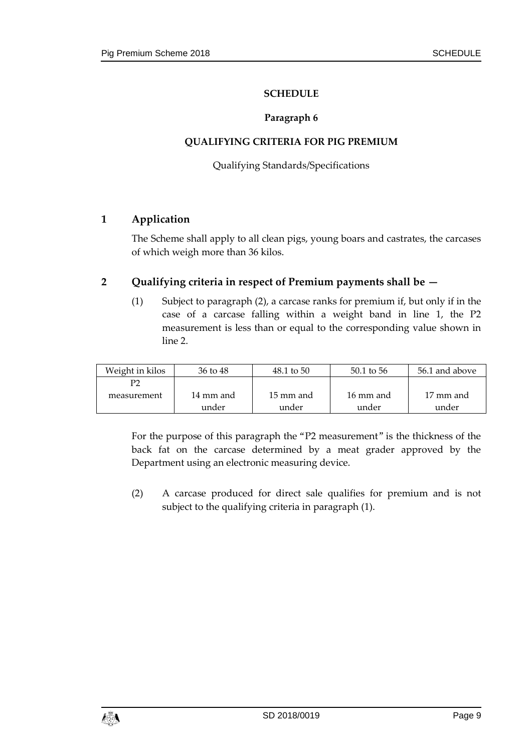# SCHEDULE

**Paragraph 6**

**QUALIFYING CRITERIA FOR PIG PREMIUM**

Qualifying Standards/Specifications

## 1 Application

The Scheme shall apply to all clean pigs, young boars and castrates, the carcases of which weigh more than 36 kilos.

## 2 Qualifying criteria in respect of Premium payments shall be —

(1) Subject to paragraph (2), a carcase ranks for premium if, but only if in the case of a carcase falling within a weight band in line 1, the P2 measurement is less than or equal to the corresponding value shown in line 2.

| Weight in kilos | 36 to 48 | 48.1 to 50 | 50.1 to 56 | 56.1 and above |
|---|---|---|---|---|
| P2 measurement | 14 mm and under | 15 mm and under | 16 mm and under | 17 mm and under |

For the purpose of this paragraph the "P2 measurement" is the thickness of the back fat on the carcase determined by a meat grader approved by the Department using an electronic measuring device.

(2) A carcase produced for direct sale qualifies for premium and is not subject to the qualifying criteria in paragraph (1).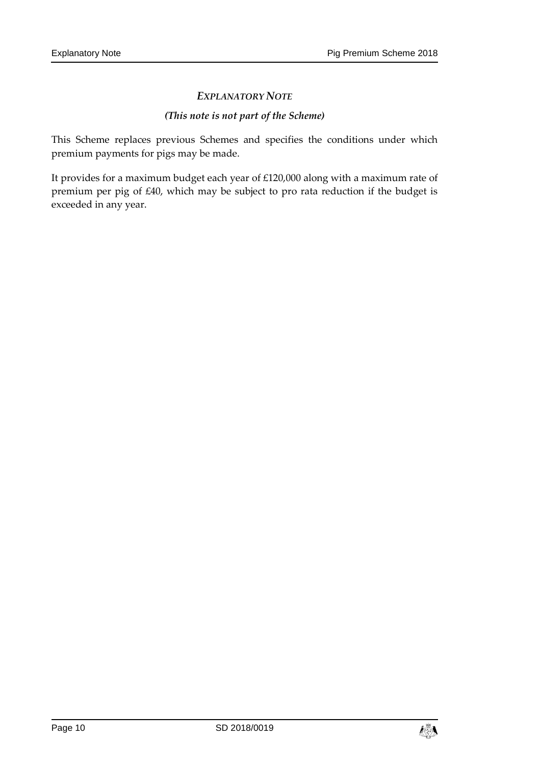## *EXPLANATORY NOTE*

***(This note is not part of the Scheme)***

This Scheme replaces previous Schemes and specifies the conditions under which premium payments for pigs may be made.

It provides for a maximum budget each year of £120,000 along with a maximum rate of premium per pig of £40, which may be subject to pro rata reduction if the budget is exceeded in any year.